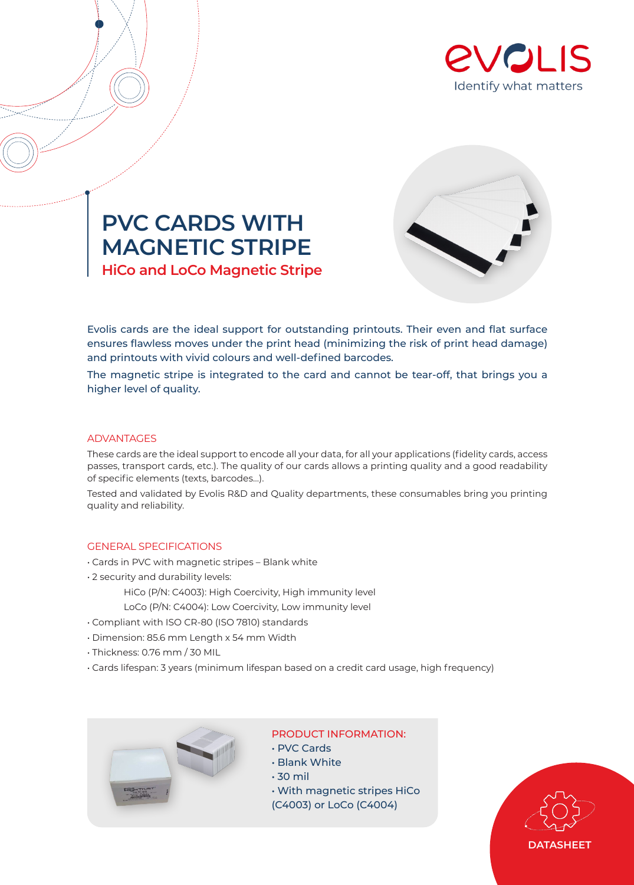# PVC CARDS WITH MAGNETIC STRIPE

## HiCo and LoCo Magnetic Stripe

Evolis cards are the ideal support for outstanding printouts. Their even and flat surface ensures flawless moves under the print head (minimizing the risk of print head damage) and printouts with vivid colours and well-defined barcodes.

The magnetic stripe is integrated to the card and cannot be tear-off, that brings you a higher level of quality.

### ADVANTAGES

These cards are the ideal support to encode all your data, for all your applications (fidelity cards, access passes, transport cards, etc.). The quality of our cards allows a printing quality and a good readability of specific elements (texts, barcodes...).

Tested and validated by Evolis R&D and Quality departments, these consumables bring you printing quality and reliability.

### GENERAL SPECIFICATIONS

- Cards in PVC with magnetic stripes – Blank white
- 2 security and durability levels:
  - HiCo (P/N: C4003): High Coercivity, High immunity level
  - LoCo (P/N: C4004): Low Coercivity, Low immunity level
- Compliant with ISO CR-80 (ISO 7810) standards
- Dimension: 85.6 mm Length x 54 mm Width
- Thickness: 0.76 mm / 30 MIL
- Cards lifespan: 3 years (minimum lifespan based on a credit card usage, high frequency)

### PRODUCT INFORMATION:

- PVC Cards
- Blank White
- 30 mil
- With magnetic stripes HiCo (C4003) or LoCo (C4004)

DATASHEET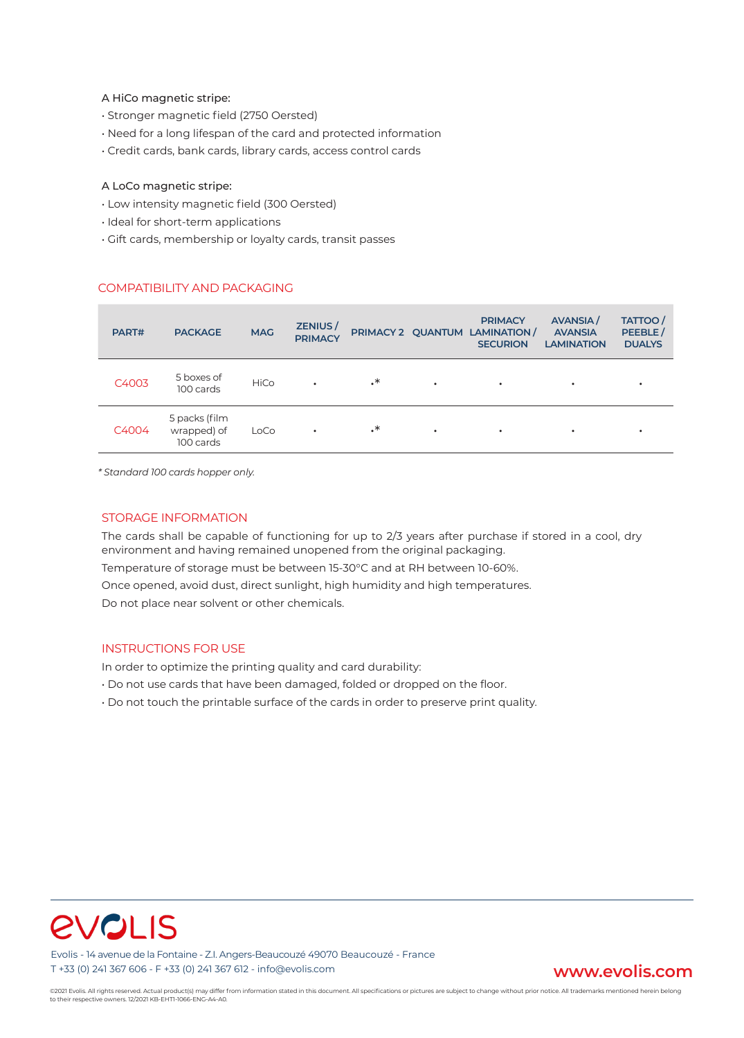A HiCo magnetic stripe:

- Stronger magnetic field (2750 Oersted)
- Need for a long lifespan of the card and protected information
- Credit cards, bank cards, library cards, access control cards

A LoCo magnetic stripe:

- Low intensity magnetic field (300 Oersted)
- Ideal for short-term applications
- Gift cards, membership or loyalty cards, transit passes

## COMPATIBILITY AND PACKAGING

| PART# | PACKAGE | MAG | ZENIUS / PRIMACY | PRIMACY 2 | QUANTUM | PRIMACY LAMINATION / SECURION | AVANSIA / AVANSIA LAMINATION | TATTOO / PEEBLE / DUALYS |
|---|---|---|---|---|---|---|---|---|
| C4003 | 5 boxes of 100 cards | HiCo | • | •* | • | • | • | • |
| C4004 | 5 packs (film wrapped) of 100 cards | LoCo | • | •* | • | • | • | • |

*\* Standard 100 cards hopper only.*

## STORAGE INFORMATION

The cards shall be capable of functioning for up to 2/3 years after purchase if stored in a cool, dry environment and having remained unopened from the original packaging.

Temperature of storage must be between 15-30°C and at RH between 10-60%.

Once opened, avoid dust, direct sunlight, high humidity and high temperatures.

Do not place near solvent or other chemicals.

## INSTRUCTIONS FOR USE

In order to optimize the printing quality and card durability:

- Do not use cards that have been damaged, folded or dropped on the floor.
- Do not touch the printable surface of the cards in order to preserve print quality.

EVOLIS

Evolis - 14 avenue de la Fontaine - Z.I. Angers-Beaucouzé 49070 Beaucouzé - France
T +33 (0) 241 367 606 - F +33 (0) 241 367 612 - info@evolis.com

www.evolis.com

©2021 Evolis. All rights reserved. Actual product(s) may differ from information stated in this document. All specifications or pictures are subject to change without prior notice. All trademarks mentioned herein belong to their respective owners. 12/2021 KB-EHT1-1066-ENG-A4-A0.